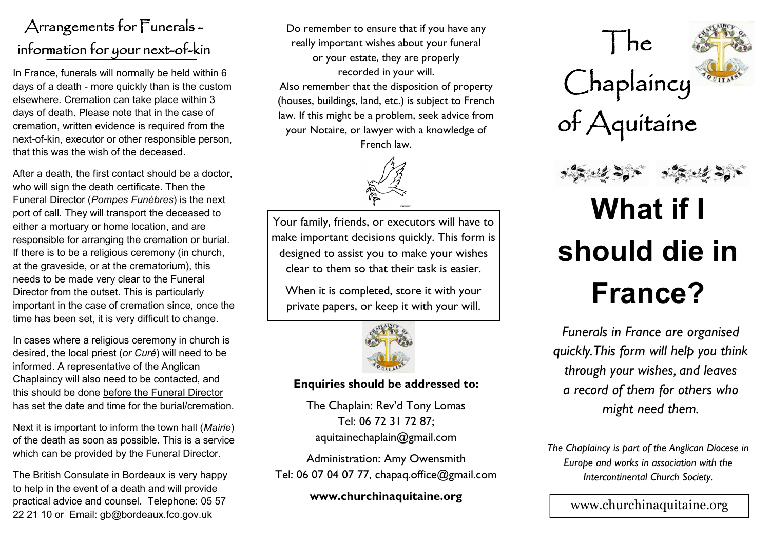## Arrangements for Funerals - information for your next-of-kin

In France, funerals will normally be held within 6 days of a death - more quickly than is the custom elsewhere. Cremation can take place within 3 days of death. Please note that in the case of cremation, written evidence is required from the next-of-kin, executor or other responsible person, that this was the wish of the deceased.

After a death, the first contact should be a doctor, who will sign the death certificate. Then the Funeral Director (*Pompes Funèbres*) is the next port of call. They will transport the deceased to either a mortuary or home location, and are responsible for arranging the cremation or burial. If there is to be a religious ceremony (in church, at the graveside, or at the crematorium), this needs to be made very clear to the Funeral Director from the outset. This is particularly important in the case of cremation since, once the time has been set, it is very difficult to change.

In cases where a religious ceremony in church is desired, the local priest (*or Curé*) will need to be informed. A representative of the Anglican Chaplaincy will also need to be contacted, and this should be done before the Funeral Director has set the date and time for the burial/cremation.

Next it is important to inform the town hall (*Mairie*) of the death as soon as possible. This is a service which can be provided by the Funeral Director.

The British Consulate in Bordeaux is very happy to help in the event of a death and will provide practical advice and counsel. Telephone: 05 57 22 21 10 or Email: gb@bordeaux.fco.gov.uk

Do remember to ensure that if you have any really important wishes about your funeral or your estate, they are properly recorded in your will.
Also remember that the disposition of property (houses, buildings, land, etc.) is subject to French law. If this might be a problem, seek advice from your Notaire, or lawyer with a knowledge of French law.

Your family, friends, or executors will have to make important decisions quickly. This form is designed to assist you to make your wishes clear to them so that their task is easier.

When it is completed, store it with your private papers, or keep it with your will.

**Enquiries should be addressed to:**

The Chaplain: Rev'd Tony Lomas
Tel: 06 72 31 72 87;
aquitainechaplain@gmail.com

Administration: Amy Owensmith
Tel: 06 07 04 07 77, chapaq.office@gmail.com

**www.churchinaquitaine.org**

# The Chaplaincy of Aquitaine

# What if I should die in France?

*Funerals in France are organised quickly. This form will help you think through your wishes, and leaves a record of them for others who might need them.*

*The Chaplaincy is part of the Anglican Diocese in Europe and works in association with the Intercontinental Church Society.*

www.churchinaquitaine.org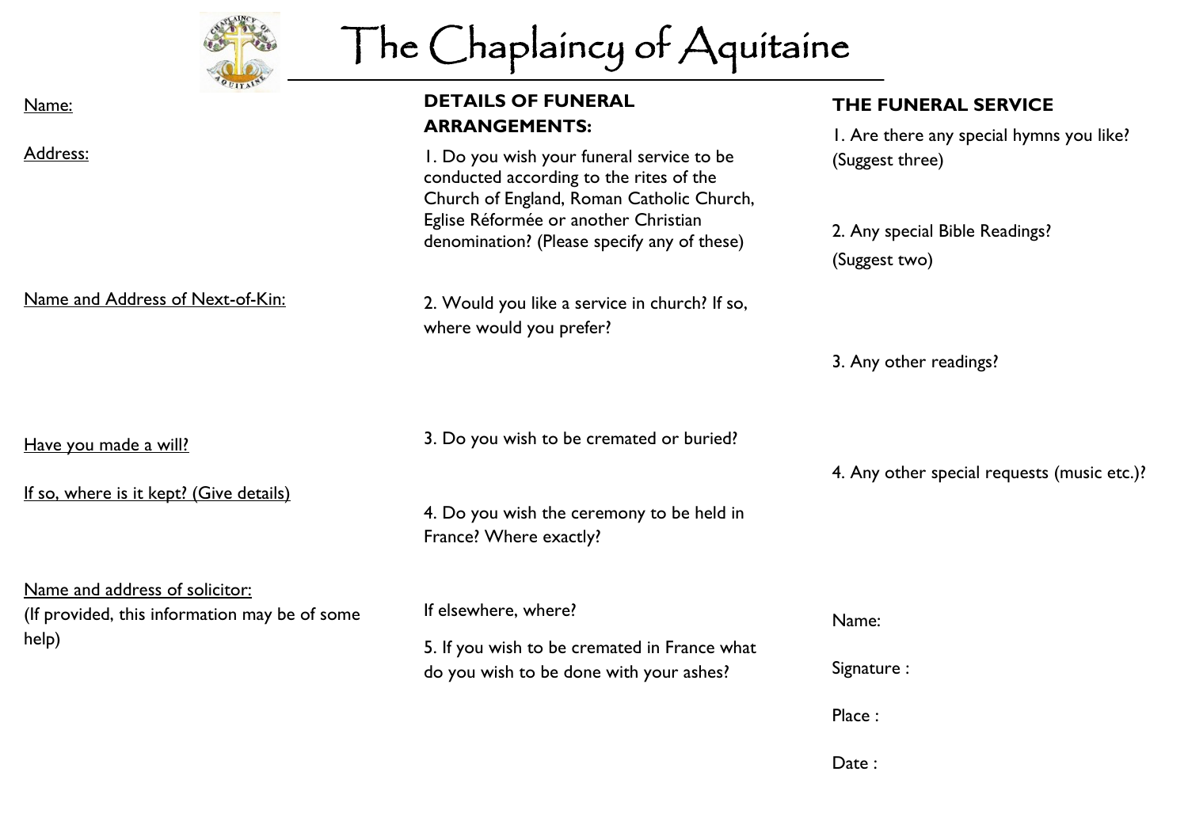# The Chaplaincy of Aquitaine

Name:

Address:

Name and Address of Next-of-Kin:

Have you made a will?

If so, where is it kept? (Give details)

Name and address of solicitor:
(If provided, this information may be of some help)

**DETAILS OF FUNERAL ARRANGEMENTS:**

1. Do you wish your funeral service to be conducted according to the rites of the Church of England, Roman Catholic Church, Eglise Réformée or another Christian denomination? (Please specify any of these)

2. Would you like a service in church? If so, where would you prefer?

3. Do you wish to be cremated or buried?

4. Do you wish the ceremony to be held in France? Where exactly?

If elsewhere, where?

5. If you wish to be cremated in France what do you wish to be done with your ashes?

**THE FUNERAL SERVICE**

1. Are there any special hymns you like? (Suggest three)

2. Any special Bible Readings? (Suggest two)

3. Any other readings?

4. Any other special requests (music etc.)?

Name:

Signature :

Place :

Date :